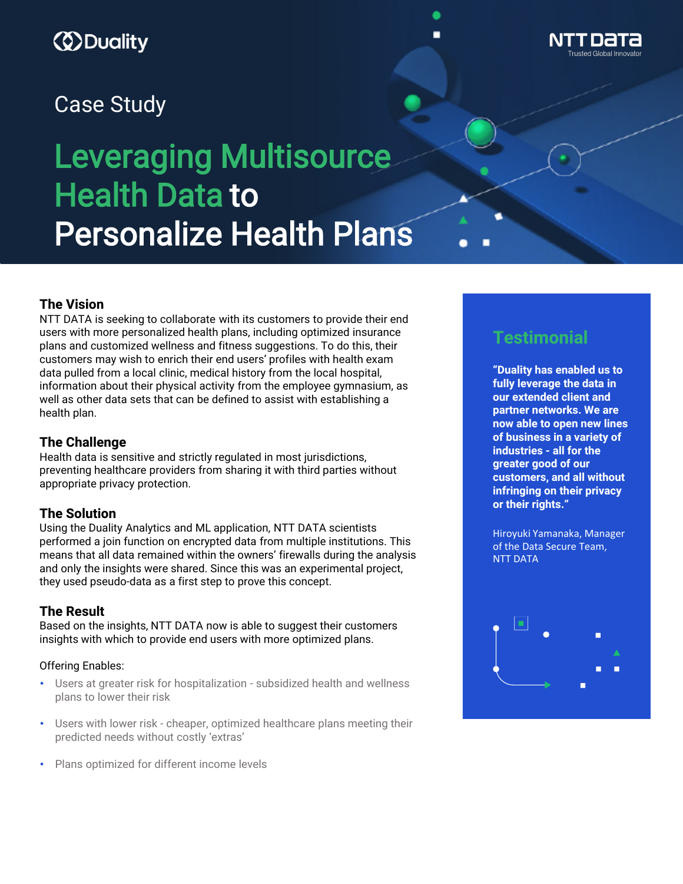Duality

NTT DATA
Trusted Global Innovator

Case Study

# Leveraging Multisource Health Data to Personalize Health Plans

## The Vision

NTT DATA is seeking to collaborate with its customers to provide their end users with more personalized health plans, including optimized insurance plans and customized wellness and fitness suggestions. To do this, their customers may wish to enrich their end users' profiles with health exam data pulled from a local clinic, medical history from the local hospital, information about their physical activity from the employee gymnasium, as well as other data sets that can be defined to assist with establishing a health plan.

## The Challenge

Health data is sensitive and strictly regulated in most jurisdictions, preventing healthcare providers from sharing it with third parties without appropriate privacy protection.

## The Solution

Using the Duality Analytics and ML application, NTT DATA scientists performed a join function on encrypted data from multiple institutions. This means that all data remained within the owners' firewalls during the analysis and only the insights were shared. Since this was an experimental project, they used pseudo-data as a first step to prove this concept.

## The Result

Based on the insights, NTT DATA now is able to suggest their customers insights with which to provide end users with more optimized plans.

Offering Enables:

- Users at greater risk for hospitalization - subsidized health and wellness plans to lower their risk
- Users with lower risk - cheaper, optimized healthcare plans meeting their predicted needs without costly 'extras'
- Plans optimized for different income levels

## Testimonial

**"Duality has enabled us to fully leverage the data in our extended client and partner networks. We are now able to open new lines of business in a variety of industries - all for the greater good of our customers, and all without infringing on their privacy or their rights."**

Hiroyuki Yamanaka, Manager of the Data Secure Team, NTT DATA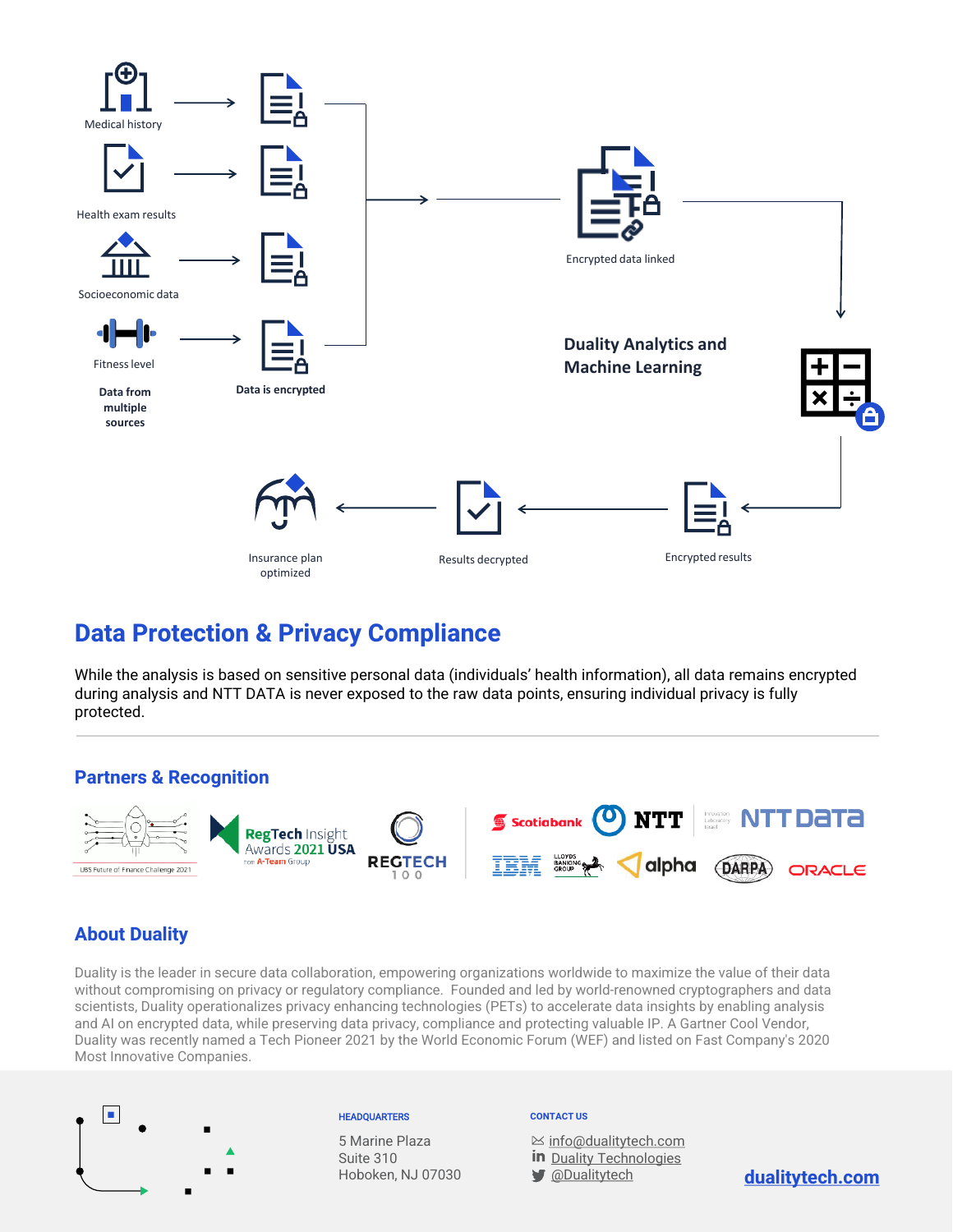Medical history

Health exam results

Socioeconomic data

Fitness level

**Data from multiple sources**

**Data is encrypted**

Encrypted data linked

**Duality Analytics and Machine Learning**

Encrypted results

Results decrypted

Insurance plan optimized

## Data Protection & Privacy Compliance

While the analysis is based on sensitive personal data (individuals' health information), all data remains encrypted during analysis and NTT DATA is never exposed to the raw data points, ensuring individual privacy is fully protected.

### Partners & Recognition

UBS Future of Finance Challenge 2021

RegTech Insight Awards 2021 USA from A-Team Group

REGTECH 100

Scotiabank NTT NTT Data IBM Lloyds Banking Group alpha DARPA ORACLE

### About Duality

Duality is the leader in secure data collaboration, empowering organizations worldwide to maximize the value of their data without compromising on privacy or regulatory compliance. Founded and led by world-renowned cryptographers and data scientists, Duality operationalizes privacy enhancing technologies (PETs) to accelerate data insights by enabling analysis and AI on encrypted data, while preserving data privacy, compliance and protecting valuable IP. A Gartner Cool Vendor, Duality was recently named a Tech Pioneer 2021 by the World Economic Forum (WEF) and listed on Fast Company's 2020 Most Innovative Companies.

**HEADQUARTERS**

5 Marine Plaza
Suite 310
Hoboken, NJ 07030

**CONTACT US**

info@dualitytech.com
Duality Technologies
@Dualitytech

dualitytech.com